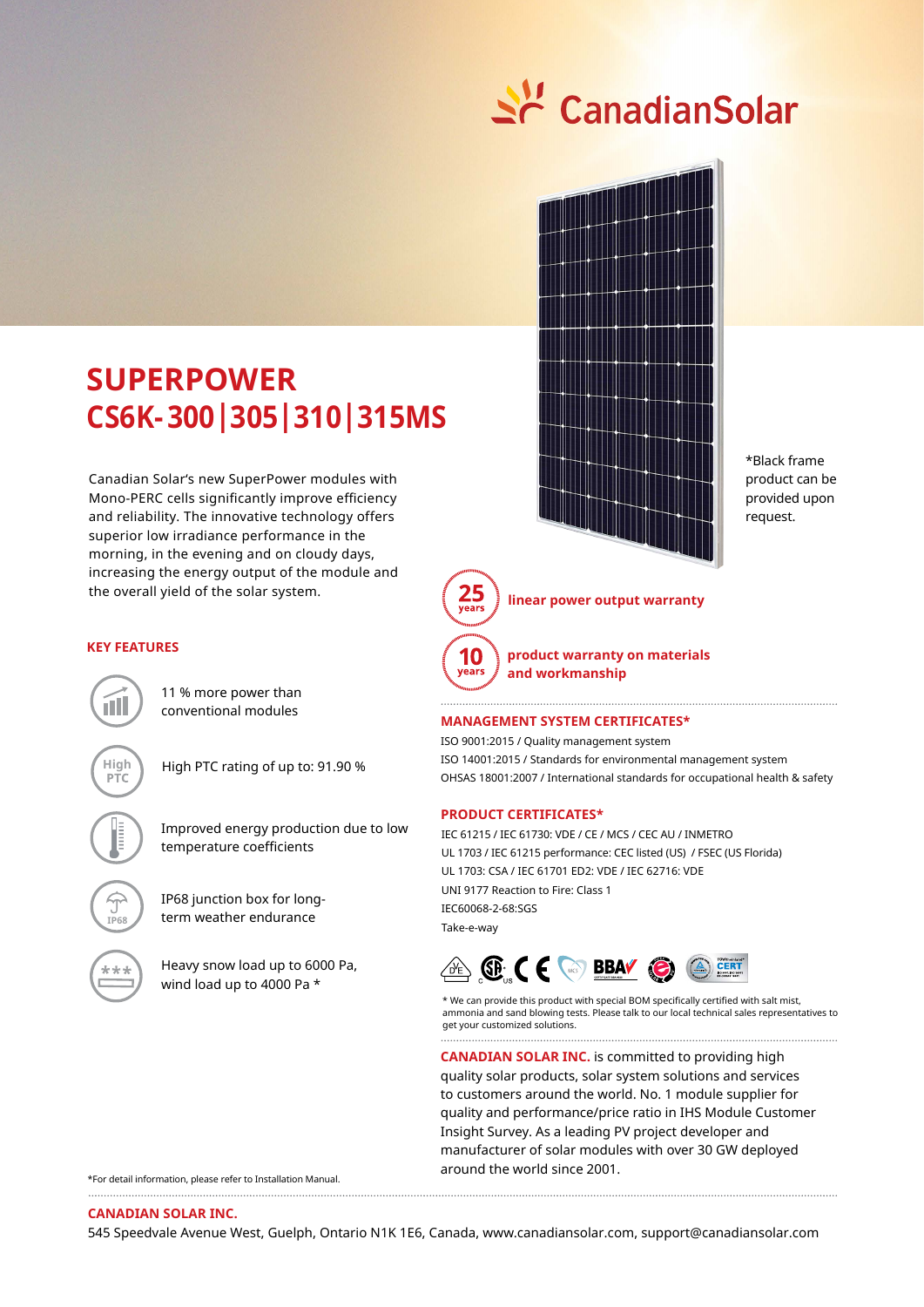CanadianSolar

# SUPERPOWER
# CS6K-300|305|310|315MS

Canadian Solar's new SuperPower modules with Mono-PERC cells significantly improve efficiency and reliability. The innovative technology offers superior low irradiance performance in the morning, in the evening and on cloudy days, increasing the energy output of the module and the overall yield of the solar system.

*Black frame product can be provided upon request.

**25 years** linear power output warranty

**10 years** product warranty on materials and workmanship

## KEY FEATURES

- 11 % more power than conventional modules
- High PTC rating of up to: 91.90 %
- Improved energy production due to low temperature coefficients
- IP68 junction box for long-term weather endurance
- Heavy snow load up to 6000 Pa, wind load up to 4000 Pa *

## MANAGEMENT SYSTEM CERTIFICATES*

ISO 9001:2015 / Quality management system
ISO 14001:2015 / Standards for environmental management system
OHSAS 18001:2007 / International standards for occupational health & safety

## PRODUCT CERTIFICATES*

IEC 61215 / IEC 61730: VDE / CE / MCS / CEC AU / INMETRO
UL 1703 / IEC 61215 performance: CEC listed (US) / FSEC (US Florida)
UL 1703: CSA / IEC 61701 ED2: VDE / IEC 62716: VDE
UNI 9177 Reaction to Fire: Class 1
IEC60068-2-68:SGS
Take-e-way

* We can provide this product with special BOM specifically certified with salt mist, ammonia and sand blowing tests. Please talk to our local technical sales representatives to get your customized solutions.

**CANADIAN SOLAR INC.** is committed to providing high quality solar products, solar system solutions and services to customers around the world. No. 1 module supplier for quality and performance/price ratio in IHS Module Customer Insight Survey. As a leading PV project developer and manufacturer of solar modules with over 30 GW deployed around the world since 2001.

*For detail information, please refer to Installation Manual.

**CANADIAN SOLAR INC.**
545 Speedvale Avenue West, Guelph, Ontario N1K 1E6, Canada, www.canadiansolar.com, support@canadiansolar.com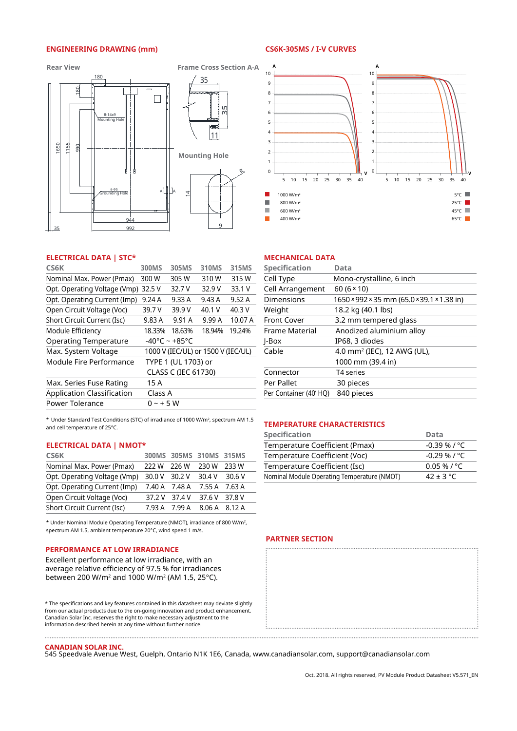## ENGINEERING DRAWING (mm)

Rear View

180

8-14x9
Mounting Hole

1650 1155 990

6-Φ5
Grounding Hole

A A

944
992
35

Frame Cross Section A-A

35
35
11

Mounting Hole

R
14
9

## CS6K-305MS / I-V CURVES

A
10 9 8 7 6 5 4 3 2 1 0
5 10 15 20 25 30 35 40 V

1000 W/m²
800 W/m²
600 W/m²
400 W/m²

A
10 9 8 7 6 5 4 3 2 1 0
5 10 15 20 25 30 35 40 V

5°C
25°C
45°C
65°C

## ELECTRICAL DATA | STC*

| CS6K | 300MS | 305MS | 310MS | 315MS |
|---|---|---|---|---|
| Nominal Max. Power (Pmax) | 300 W | 305 W | 310 W | 315 W |
| Opt. Operating Voltage (Vmp) | 32.5 V | 32.7 V | 32.9 V | 33.1 V |
| Opt. Operating Current (Imp) | 9.24 A | 9.33 A | 9.43 A | 9.52 A |
| Open Circuit Voltage (Voc) | 39.7 V | 39.9 V | 40.1 V | 40.3 V |
| Short Circuit Current (Isc) | 9.83 A | 9.91 A | 9.99 A | 10.07 A |
| Module Efficiency | 18.33% | 18.63% | 18.94% | 19.24% |
| Operating Temperature | -40°C ~ +85°C | | | |
| Max. System Voltage | 1000 V (IEC/UL) or 1500 V (IEC/UL) | | | |
| Module Fire Performance | TYPE 1 (UL 1703) or CLASS C (IEC 61730) | | | |
| Max. Series Fuse Rating | 15 A | | | |
| Application Classification | Class A | | | |
| Power Tolerance | 0 ~ + 5 W | | | |

* Under Standard Test Conditions (STC) of irradiance of 1000 W/m², spectrum AM 1.5 and cell temperature of 25°C.

## ELECTRICAL DATA | NMOT*

| CS6K | 300MS | 305MS | 310MS | 315MS |
|---|---|---|---|---|
| Nominal Max. Power (Pmax) | 222 W | 226 W | 230 W | 233 W |
| Opt. Operating Voltage (Vmp) | 30.0 V | 30.2 V | 30.4 V | 30.6 V |
| Opt. Operating Current (Imp) | 7.40 A | 7.48 A | 7.55 A | 7.63 A |
| Open Circuit Voltage (Voc) | 37.2 V | 37.4 V | 37.6 V | 37.8 V |
| Short Circuit Current (Isc) | 7.93 A | 7.99 A | 8.06 A | 8.12 A |

* Under Nominal Module Operating Temperature (NMOT), irradiance of 800 W/m², spectrum AM 1.5, ambient temperature 20°C, wind speed 1 m/s.

## PERFORMANCE AT LOW IRRADIANCE

Excellent performance at low irradiance, with an average relative efficiency of 97.5 % for irradiances between 200 W/m² and 1000 W/m² (AM 1.5, 25°C).

* The specifications and key features contained in this datasheet may deviate slightly from our actual products due to the on-going innovation and product enhancement. Canadian Solar Inc. reserves the right to make necessary adjustment to the information described herein at any time without further notice.

## MECHANICAL DATA

| Specification | Data |
|---|---|
| Cell Type | Mono-crystalline, 6 inch |
| Cell Arrangement | 60 (6 × 10) |
| Dimensions | 1650 × 992 × 35 mm (65.0 × 39.1 × 1.38 in) |
| Weight | 18.2 kg (40.1 lbs) |
| Front Cover | 3.2 mm tempered glass |
| Frame Material | Anodized aluminium alloy |
| J-Box | IP68, 3 diodes |
| Cable | 4.0 mm² (IEC), 12 AWG (UL), 1000 mm (39.4 in) |
| Connector | T4 series |
| Per Pallet | 30 pieces |
| Per Container (40' HQ) | 840 pieces |

## TEMPERATURE CHARACTERISTICS

| Specification | Data |
|---|---|
| Temperature Coefficient (Pmax) | -0.39 % / °C |
| Temperature Coefficient (Voc) | -0.29 % / °C |
| Temperature Coefficient (Isc) | 0.05 % / °C |
| Nominal Module Operating Temperature (NMOT) | 42 ± 3 °C |

## PARTNER SECTION

**CANADIAN SOLAR INC.**
545 Speedvale Avenue West, Guelph, Ontario N1K 1E6, Canada, www.canadiansolar.com, support@canadiansolar.com

Oct. 2018. All rights reserved, PV Module Product Datasheet V5.571_EN